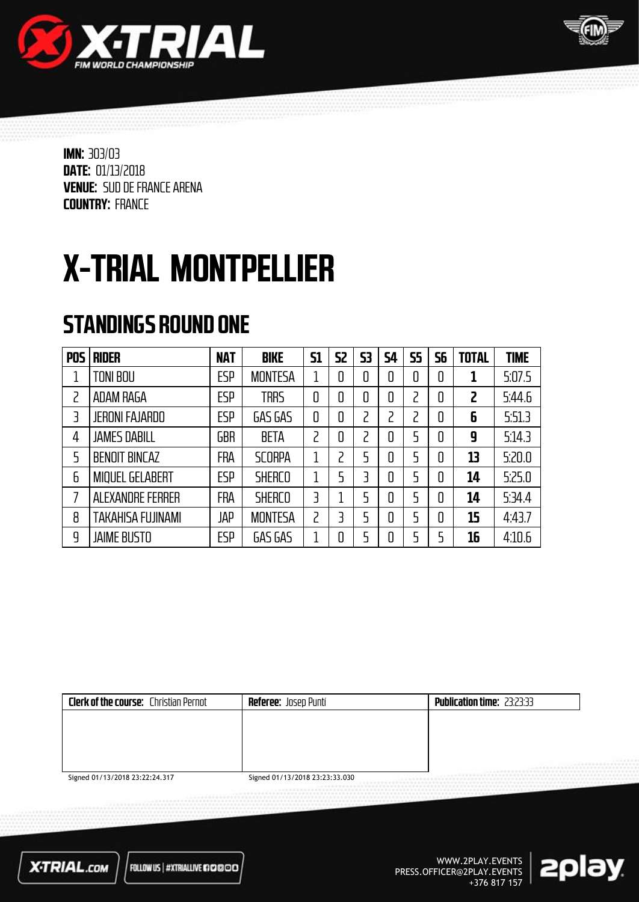**IMN:** 303/03
**DATE:** 01/13/2018
**VENUE:** SUD DE FRANCE ARENA
**COUNTRY:** FRANCE

# X-TRIAL MONTPELLIER

## STANDINGS ROUND ONE

| POS | RIDER | NAT | BIKE | S1 | S2 | S3 | S4 | S5 | S6 | TOTAL | TIME |
|---|---|---|---|---|---|---|---|---|---|---|---|
| 1 | TONI BOU | ESP | MONTESA | 1 | 0 | 0 | 0 | 0 | 0 | **1** | 5:07.5 |
| 2 | ADAM RAGA | ESP | TRRS | 0 | 0 | 0 | 0 | 2 | 0 | **2** | 5:44.6 |
| 3 | JERONI FAJARDO | ESP | GAS GAS | 0 | 0 | 2 | 2 | 2 | 0 | **6** | 5:51.3 |
| 4 | JAMES DABILL | GBR | BETA | 2 | 0 | 2 | 0 | 5 | 0 | **9** | 5:14.3 |
| 5 | BENOIT BINCAZ | FRA | SCORPA | 1 | 2 | 5 | 0 | 5 | 0 | **13** | 5:20.0 |
| 6 | MIQUEL GELABERT | ESP | SHERCO | 1 | 5 | 3 | 0 | 5 | 0 | **14** | 5:25.0 |
| 7 | ALEXANDRE FERRER | FRA | SHERCO | 3 | 1 | 5 | 0 | 5 | 0 | **14** | 5:34.4 |
| 8 | TAKAHISA FUJINAMI | JAP | MONTESA | 2 | 3 | 5 | 0 | 5 | 0 | **15** | 4:43.7 |
| 9 | JAIME BUSTO | ESP | GAS GAS | 1 | 0 | 5 | 0 | 5 | 5 | **16** | 4:10.6 |

| **Clerk of the course:** Christian Pernot | **Referee:** Josep Puntí | **Publication time:** 23:23:33 |
|---|---|---|
| Signed 01/13/2018 23:22:24.317 | Signed 01/13/2018 23:23:33.030 | |

X-TRIAL.com | FOLLOW US | #XTRIALLIVE

WWW.2PLAY.EVENTS
PRESS.OFFICER@2PLAY.EVENTS
+376 817 157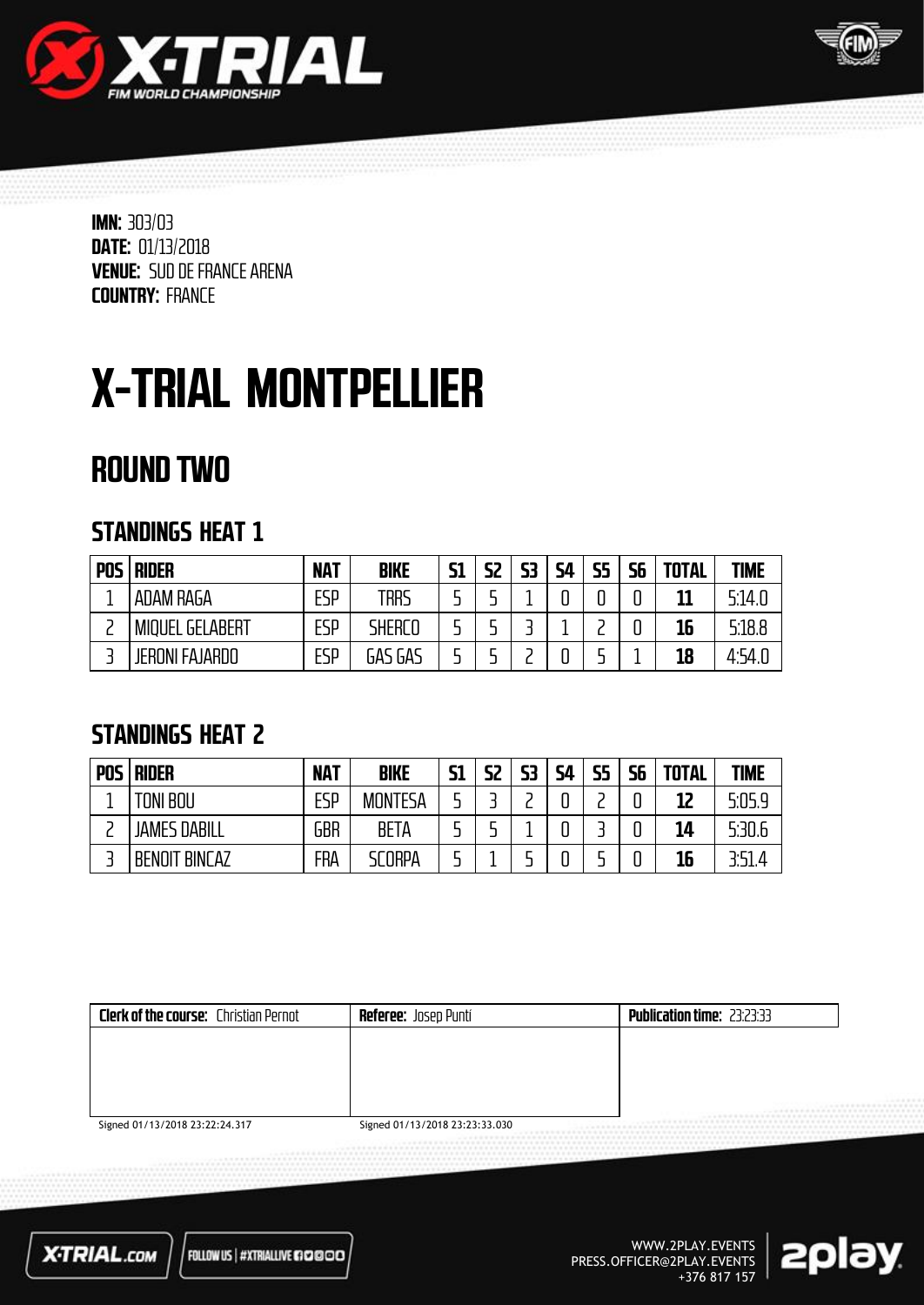**IMN:** 303/03
**DATE:** 01/13/2018
**VENUE:** SUD DE FRANCE ARENA
**COUNTRY:** FRANCE

# X-TRIAL MONTPELLIER

## ROUND TWO

### STANDINGS HEAT 1

| POS | RIDER | NAT | BIKE | S1 | S2 | S3 | S4 | S5 | S6 | TOTAL | TIME |
|---|---|---|---|---|---|---|---|---|---|---|---|
| 1 | ADAM RAGA | ESP | TRRS | 5 | 5 | 1 | 0 | 0 | 0 | **11** | 5:14.0 |
| 2 | MIQUEL GELABERT | ESP | SHERCO | 5 | 5 | 3 | 1 | 2 | 0 | **16** | 5:18.8 |
| 3 | JERONI FAJARDO | ESP | GAS GAS | 5 | 5 | 2 | 0 | 5 | 1 | **18** | 4:54.0 |

### STANDINGS HEAT 2

| POS | RIDER | NAT | BIKE | S1 | S2 | S3 | S4 | S5 | S6 | TOTAL | TIME |
|---|---|---|---|---|---|---|---|---|---|---|---|
| 1 | TONI BOU | ESP | MONTESA | 5 | 3 | 2 | 0 | 2 | 0 | **12** | 5:05.9 |
| 2 | JAMES DABILL | GBR | BETA | 5 | 5 | 1 | 0 | 3 | 0 | **14** | 5:30.6 |
| 3 | BENOIT BINCAZ | FRA | SCORPA | 5 | 1 | 5 | 0 | 5 | 0 | **16** | 3:51.4 |

| **Clerk of the course:** Christian Pernot | **Referee:** Josep Puntí | **Publication time:** 23:23:33 |
|---|---|---|
| Signed 01/13/2018 23:22:24.317 | Signed 01/13/2018 23:23:33.030 | |

WWW.2PLAY.EVENTS
PRESS.OFFICER@2PLAY.EVENTS
+376 817 157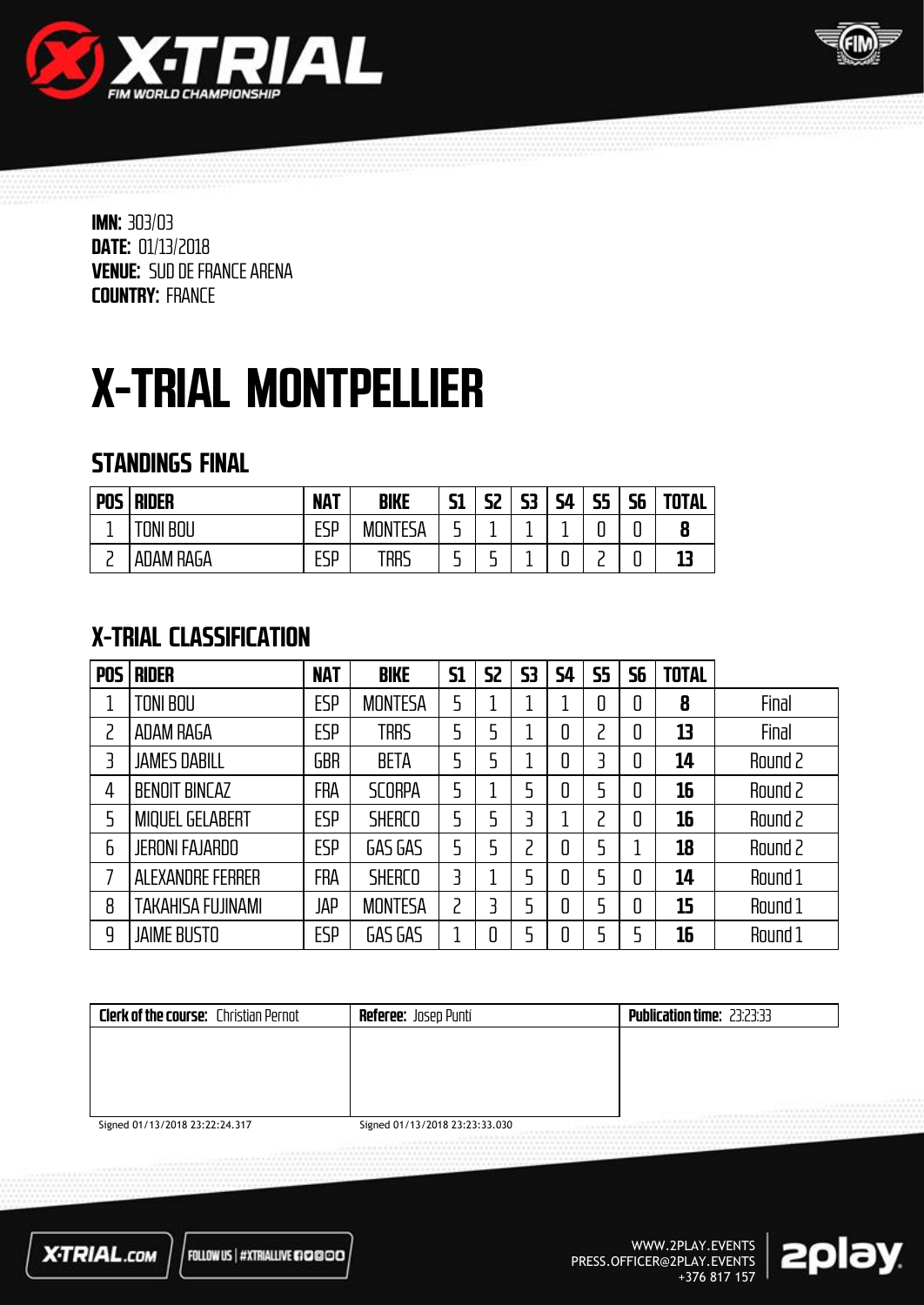**IMN:** 303/03
**DATE:** 01/13/2018
**VENUE:** SUD DE FRANCE ARENA
**COUNTRY:** FRANCE

# X-TRIAL MONTPELLIER

## STANDINGS FINAL

| POS | RIDER | NAT | BIKE | S1 | S2 | S3 | S4 | S5 | S6 | TOTAL |
|---|---|---|---|---|---|---|---|---|---|---|
| 1 | TONI BOU | ESP | MONTESA | 5 | 1 | 1 | 1 | 0 | 0 | **8** |
| 2 | ADAM RAGA | ESP | TRRS | 5 | 5 | 1 | 0 | 2 | 0 | **13** |

## X-TRIAL CLASSIFICATION

| POS | RIDER | NAT | BIKE | S1 | S2 | S3 | S4 | S5 | S6 | TOTAL | |
|---|---|---|---|---|---|---|---|---|---|---|---|
| 1 | TONI BOU | ESP | MONTESA | 5 | 1 | 1 | 1 | 0 | 0 | **8** | Final |
| 2 | ADAM RAGA | ESP | TRRS | 5 | 5 | 1 | 0 | 2 | 0 | **13** | Final |
| 3 | JAMES DABILL | GBR | BETA | 5 | 5 | 1 | 0 | 3 | 0 | **14** | Round 2 |
| 4 | BENOIT BINCAZ | FRA | SCORPA | 5 | 1 | 5 | 0 | 5 | 0 | **16** | Round 2 |
| 5 | MIQUEL GELABERT | ESP | SHERCO | 5 | 5 | 3 | 1 | 2 | 0 | **16** | Round 2 |
| 6 | JERONI FAJARDO | ESP | GAS GAS | 5 | 5 | 2 | 0 | 5 | 1 | **18** | Round 2 |
| 7 | ALEXANDRE FERRER | FRA | SHERCO | 3 | 1 | 5 | 0 | 5 | 0 | **14** | Round 1 |
| 8 | TAKAHISA FUJINAMI | JAP | MONTESA | 2 | 3 | 5 | 0 | 5 | 0 | **15** | Round 1 |
| 9 | JAIME BUSTO | ESP | GAS GAS | 1 | 0 | 5 | 0 | 5 | 5 | **16** | Round 1 |

| **Clerk of the course:** Christian Pernot | **Referee:** Josep Punti | **Publication time:** 23:23:33 |
|---|---|---|
| Signed 01/13/2018 23:22:24.317 | Signed 01/13/2018 23:23:33.030 | |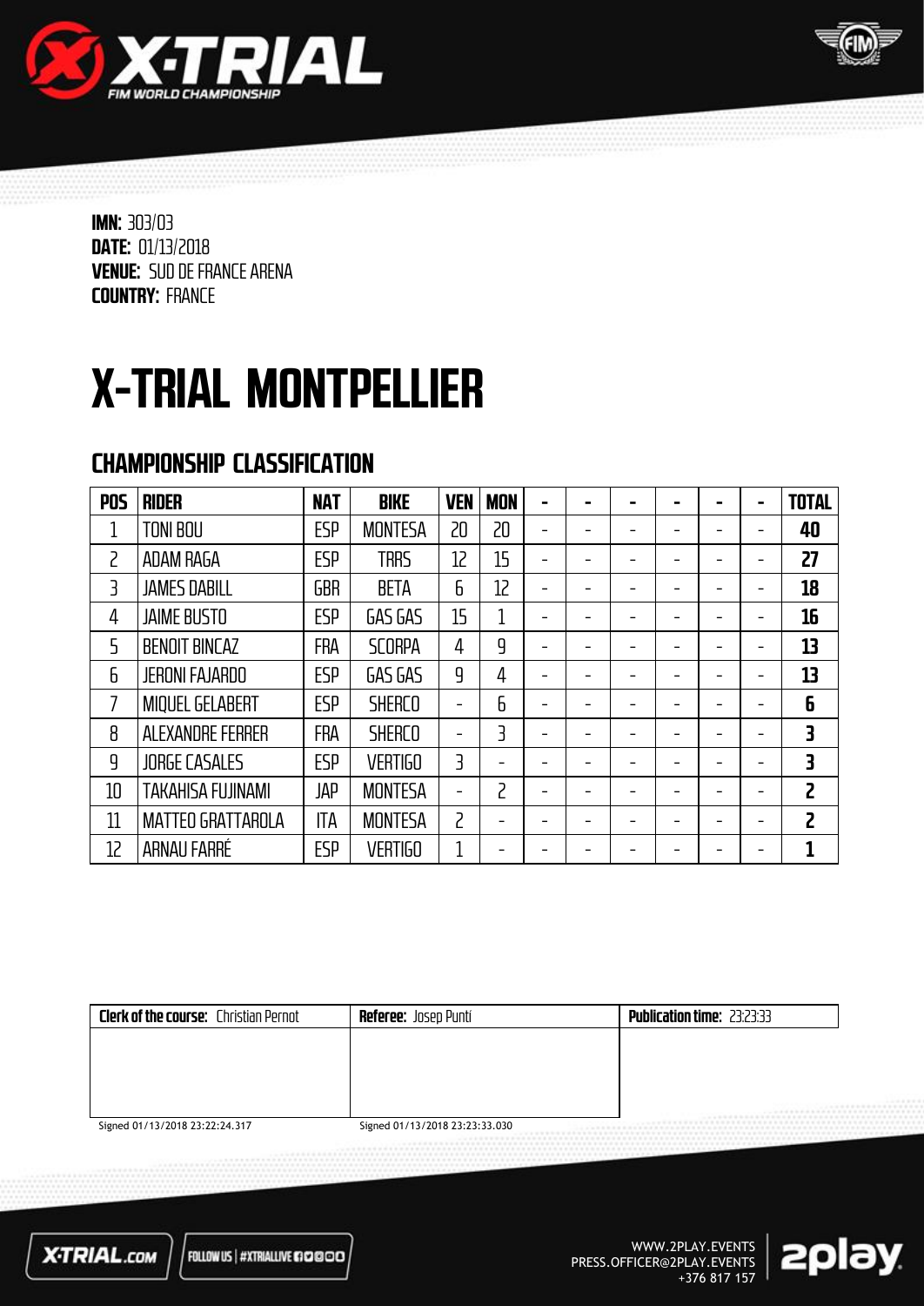**IMN:** 303/03
**DATE:** 01/13/2018
**VENUE:** SUD DE FRANCE ARENA
**COUNTRY:** FRANCE

# X-TRIAL MONTPELLIER

## CHAMPIONSHIP CLASSIFICATION

| POS | RIDER | NAT | BIKE | VEN | MON | - | - | - | - | - | - | TOTAL |
|---|---|---|---|---|---|---|---|---|---|---|---|---|
| 1 | TONI BOU | ESP | MONTESA | 20 | 20 | - | - | - | - | - | - | **40** |
| 2 | ADAM RAGA | ESP | TRRS | 12 | 15 | - | - | - | - | - | - | **27** |
| 3 | JAMES DABILL | GBR | BETA | 6 | 12 | - | - | - | - | - | - | **18** |
| 4 | JAIME BUSTO | ESP | GAS GAS | 15 | 1 | - | - | - | - | - | - | **16** |
| 5 | BENOIT BINCAZ | FRA | SCORPA | 4 | 9 | - | - | - | - | - | - | **13** |
| 6 | JERONI FAJARDO | ESP | GAS GAS | 9 | 4 | - | - | - | - | - | - | **13** |
| 7 | MIQUEL GELABERT | ESP | SHERCO | - | 6 | - | - | - | - | - | - | **6** |
| 8 | ALEXANDRE FERRER | FRA | SHERCO | - | 3 | - | - | - | - | - | - | **3** |
| 9 | JORGE CASALES | ESP | VERTIGO | 3 | - | - | - | - | - | - | - | **3** |
| 10 | TAKAHISA FUJINAMI | JAP | MONTESA | - | 2 | - | - | - | - | - | - | **2** |
| 11 | MATTEO GRATTAROLA | ITA | MONTESA | 2 | - | - | - | - | - | - | - | **2** |
| 12 | ARNAU FARRÉ | ESP | VERTIGO | 1 | - | - | - | - | - | - | - | **1** |

| **Clerk of the course:** Christian Pernot | **Referee:** Josep Puntí | **Publication time:** 23:23:33 |
|---|---|---|
| Signed 01/13/2018 23:22:24.317 | Signed 01/13/2018 23:23:33.030 | |

X-TRIAL.com | FOLLOW US | #XTRIALLIVE

WWW.2PLAY.EVENTS
PRESS.OFFICER@2PLAY.EVENTS
+376 817 157